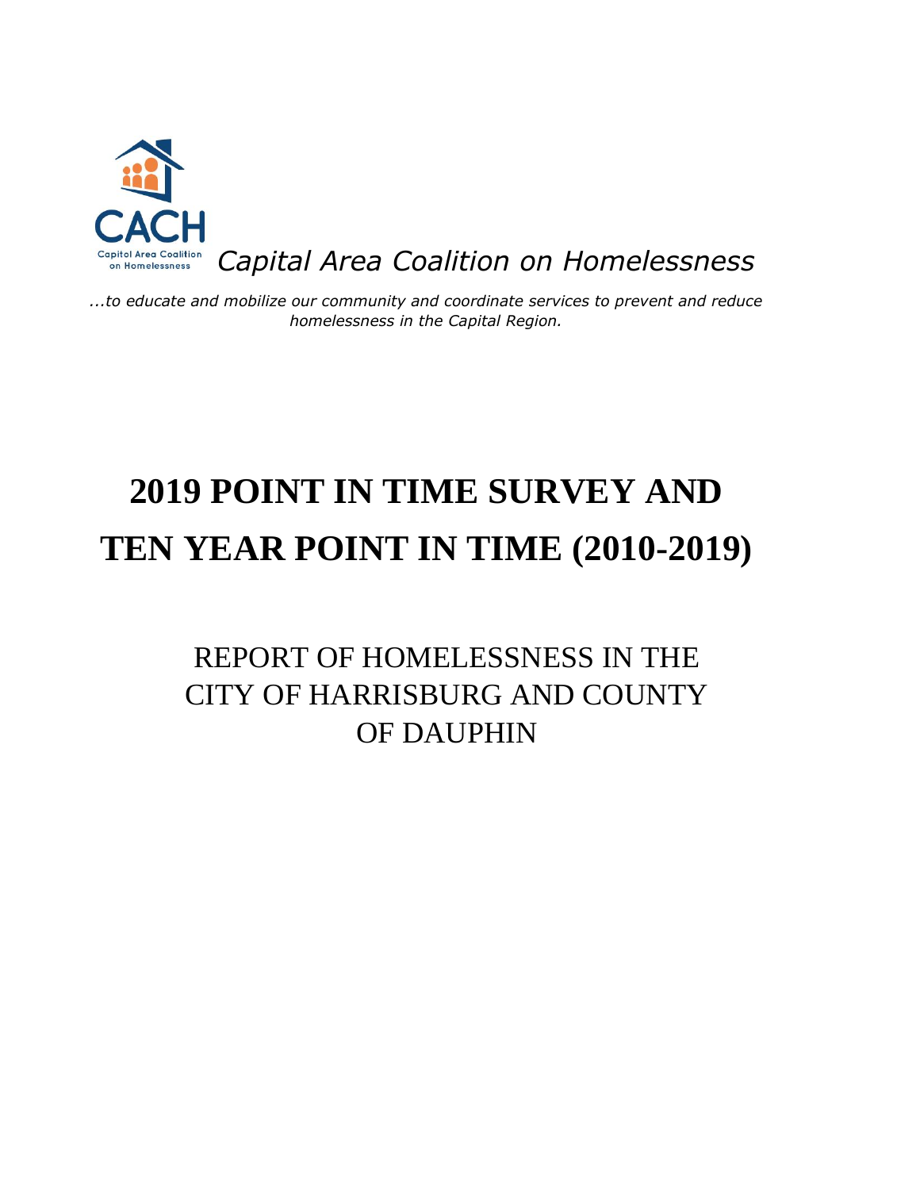CACH

Capitol Area Coalition on Homelessness

*Capital Area Coalition on Homelessness*

*...to educate and mobilize our community and coordinate services to prevent and reduce homelessness in the Capital Region.*

# 2019 POINT IN TIME SURVEY AND TEN YEAR POINT IN TIME (2010-2019)

## REPORT OF HOMELESSNESS IN THE CITY OF HARRISBURG AND COUNTY OF DAUPHIN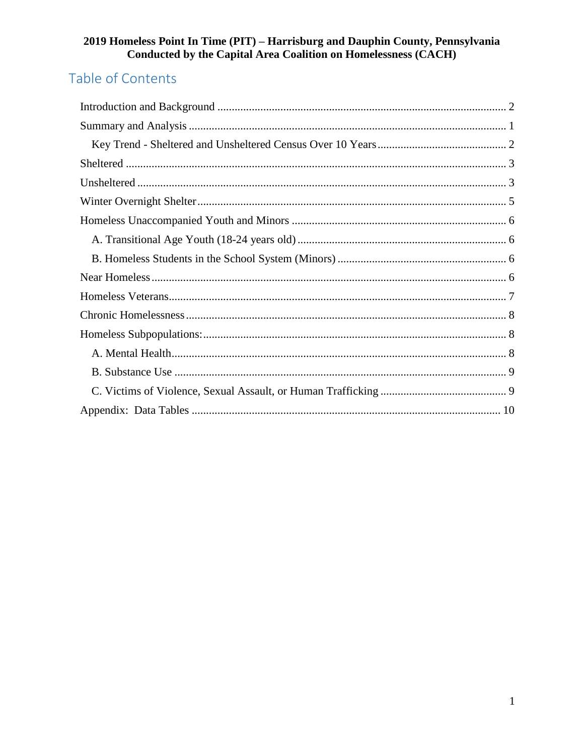**2019 Homeless Point In Time (PIT) – Harrisburg and Dauphin County, Pennsylvania**
**Conducted by the Capital Area Coalition on Homelessness (CACH)**

## Table of Contents

Introduction and Background ........................................................................................ 2

Summary and Analysis .................................................................................................. 1

  Key Trend - Sheltered and Unsheltered Census Over 10 Years ................................ 2

Sheltered ........................................................................................................................ 3

Unsheltered .................................................................................................................... 3

Winter Overnight Shelter ............................................................................................... 5

Homeless Unaccompanied Youth and Minors .............................................................. 6

  A. Transitional Age Youth (18-24 years old) ............................................................. 6

  B. Homeless Students in the School System (Minors) ............................................... 6

Near Homeless ............................................................................................................... 6

Homeless Veterans ......................................................................................................... 7

Chronic Homelessness ................................................................................................... 8

Homeless Subpopulations: ............................................................................................. 8

  A. Mental Health ......................................................................................................... 8

  B. Substance Use ........................................................................................................ 9

  C. Victims of Violence, Sexual Assault, or Human Trafficking ................................ 9

Appendix: Data Tables ................................................................................................ 10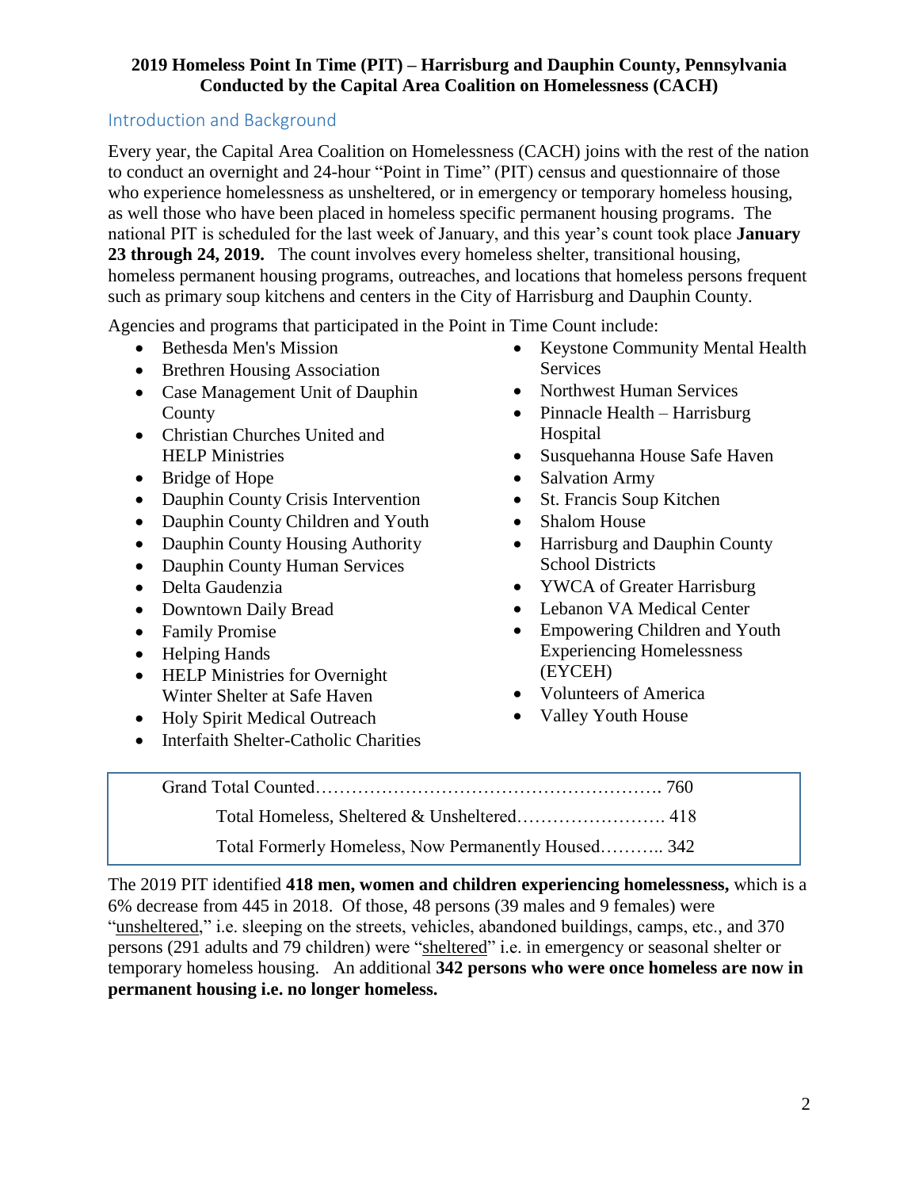**2019 Homeless Point In Time (PIT) – Harrisburg and Dauphin County, Pennsylvania**
**Conducted by the Capital Area Coalition on Homelessness (CACH)**

## Introduction and Background

Every year, the Capital Area Coalition on Homelessness (CACH) joins with the rest of the nation to conduct an overnight and 24-hour "Point in Time" (PIT) census and questionnaire of those who experience homelessness as unsheltered, or in emergency or temporary homeless housing, as well those who have been placed in homeless specific permanent housing programs. The national PIT is scheduled for the last week of January, and this year's count took place **January 23 through 24, 2019.** The count involves every homeless shelter, transitional housing, homeless permanent housing programs, outreaches, and locations that homeless persons frequent such as primary soup kitchens and centers in the City of Harrisburg and Dauphin County.

Agencies and programs that participated in the Point in Time Count include:

- Bethesda Men's Mission
- Brethren Housing Association
- Case Management Unit of Dauphin County
- Christian Churches United and HELP Ministries
- Bridge of Hope
- Dauphin County Crisis Intervention
- Dauphin County Children and Youth
- Dauphin County Housing Authority
- Dauphin County Human Services
- Delta Gaudenzia
- Downtown Daily Bread
- Family Promise
- Helping Hands
- HELP Ministries for Overnight Winter Shelter at Safe Haven
- Holy Spirit Medical Outreach
- Interfaith Shelter-Catholic Charities
- Keystone Community Mental Health Services
- Northwest Human Services
- Pinnacle Health – Harrisburg Hospital
- Susquehanna House Safe Haven
- Salvation Army
- St. Francis Soup Kitchen
- Shalom House
- Harrisburg and Dauphin County School Districts
- YWCA of Greater Harrisburg
- Lebanon VA Medical Center
- Empowering Children and Youth Experiencing Homelessness (EYCEH)
- Volunteers of America
- Valley Youth House

| | |
|---|---|
| Grand Total Counted | 760 |
| Total Homeless, Sheltered & Unsheltered | 418 |
| Total Formerly Homeless, Now Permanently Housed | 342 |

The 2019 PIT identified **418 men, women and children experiencing homelessness,** which is a 6% decrease from 445 in 2018. Of those, 48 persons (39 males and 9 females) were "unsheltered," i.e. sleeping on the streets, vehicles, abandoned buildings, camps, etc., and 370 persons (291 adults and 79 children) were "sheltered" i.e. in emergency or seasonal shelter or temporary homeless housing. An additional **342 persons who were once homeless are now in permanent housing i.e. no longer homeless.**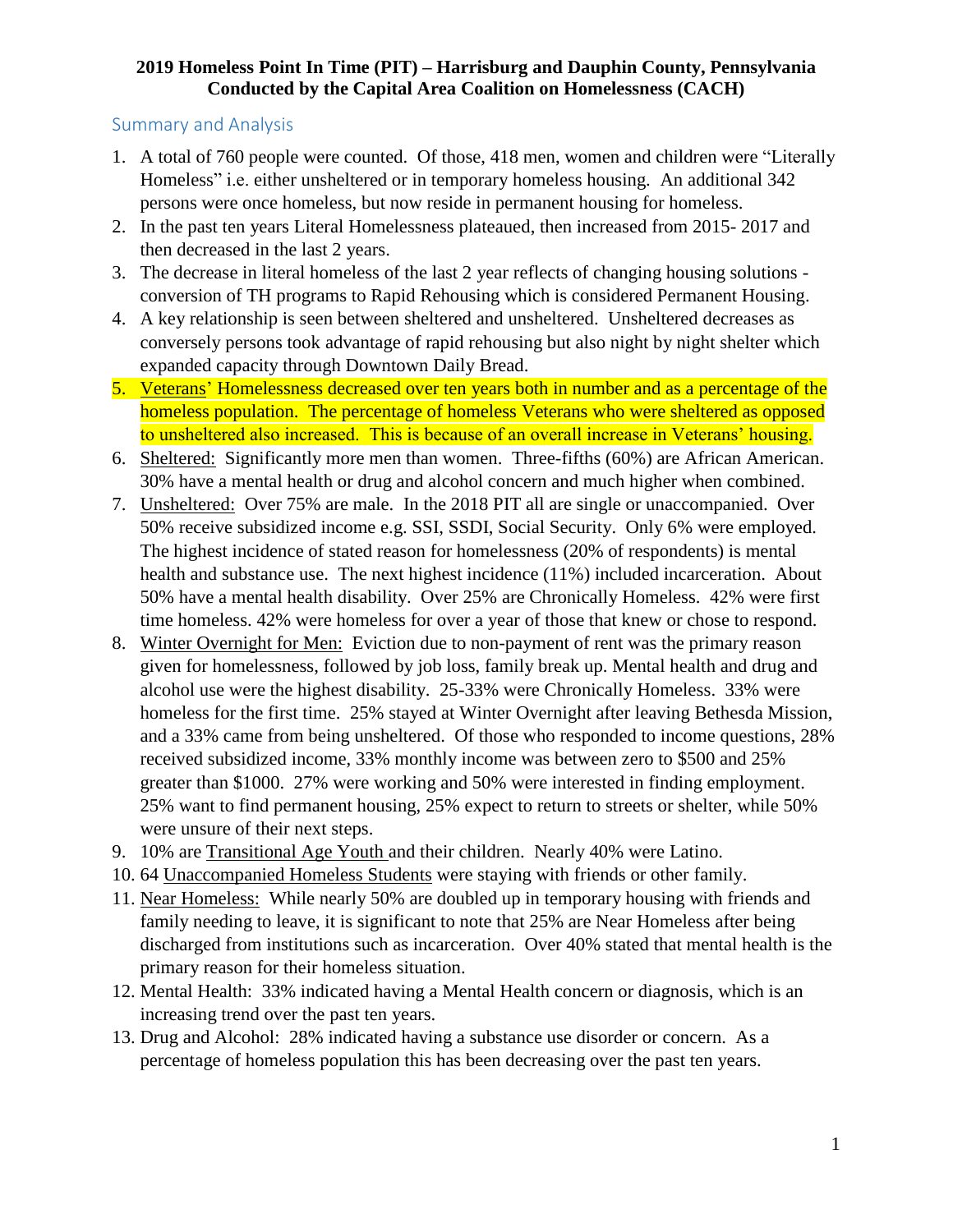**2019 Homeless Point In Time (PIT) – Harrisburg and Dauphin County, Pennsylvania**
**Conducted by the Capital Area Coalition on Homelessness (CACH)**

## Summary and Analysis

1. A total of 760 people were counted. Of those, 418 men, women and children were "Literally Homeless" i.e. either unsheltered or in temporary homeless housing. An additional 342 persons were once homeless, but now reside in permanent housing for homeless.
2. In the past ten years Literal Homelessness plateaued, then increased from 2015- 2017 and then decreased in the last 2 years.
3. The decrease in literal homeless of the last 2 year reflects of changing housing solutions - conversion of TH programs to Rapid Rehousing which is considered Permanent Housing.
4. A key relationship is seen between sheltered and unsheltered. Unsheltered decreases as conversely persons took advantage of rapid rehousing but also night by night shelter which expanded capacity through Downtown Daily Bread.
5. Veterans' Homelessness decreased over ten years both in number and as a percentage of the homeless population. The percentage of homeless Veterans who were sheltered as opposed to unsheltered also increased. This is because of an overall increase in Veterans' housing.
6. Sheltered: Significantly more men than women. Three-fifths (60%) are African American. 30% have a mental health or drug and alcohol concern and much higher when combined.
7. Unsheltered: Over 75% are male. In the 2018 PIT all are single or unaccompanied. Over 50% receive subsidized income e.g. SSI, SSDI, Social Security. Only 6% were employed. The highest incidence of stated reason for homelessness (20% of respondents) is mental health and substance use. The next highest incidence (11%) included incarceration. About 50% have a mental health disability. Over 25% are Chronically Homeless. 42% were first time homeless. 42% were homeless for over a year of those that knew or chose to respond.
8. Winter Overnight for Men: Eviction due to non-payment of rent was the primary reason given for homelessness, followed by job loss, family break up. Mental health and drug and alcohol use were the highest disability. 25-33% were Chronically Homeless. 33% were homeless for the first time. 25% stayed at Winter Overnight after leaving Bethesda Mission, and a 33% came from being unsheltered. Of those who responded to income questions, 28% received subsidized income, 33% monthly income was between zero to $500 and 25% greater than $1000. 27% were working and 50% were interested in finding employment. 25% want to find permanent housing, 25% expect to return to streets or shelter, while 50% were unsure of their next steps.
9. 10% are Transitional Age Youth and their children. Nearly 40% were Latino.
10. 64 Unaccompanied Homeless Students were staying with friends or other family.
11. Near Homeless: While nearly 50% are doubled up in temporary housing with friends and family needing to leave, it is significant to note that 25% are Near Homeless after being discharged from institutions such as incarceration. Over 40% stated that mental health is the primary reason for their homeless situation.
12. Mental Health: 33% indicated having a Mental Health concern or diagnosis, which is an increasing trend over the past ten years.
13. Drug and Alcohol: 28% indicated having a substance use disorder or concern. As a percentage of homeless population this has been decreasing over the past ten years.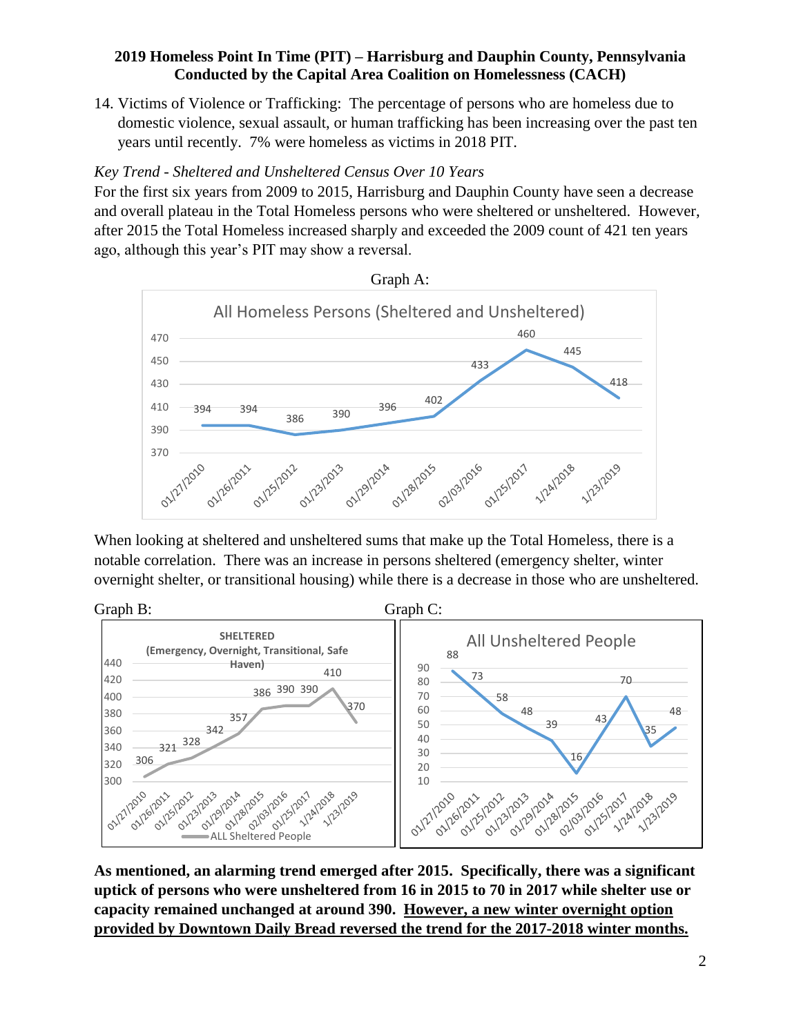**2019 Homeless Point In Time (PIT) – Harrisburg and Dauphin County, Pennsylvania**
**Conducted by the Capital Area Coalition on Homelessness (CACH)**

14. Victims of Violence or Trafficking: The percentage of persons who are homeless due to domestic violence, sexual assault, or human trafficking has been increasing over the past ten years until recently. 7% were homeless as victims in 2018 PIT.

*Key Trend - Sheltered and Unsheltered Census Over 10 Years*

For the first six years from 2009 to 2015, Harrisburg and Dauphin County have seen a decrease and overall plateau in the Total Homeless persons who were sheltered or unsheltered. However, after 2015 the Total Homeless increased sharply and exceeded the 2009 count of 421 ten years ago, although this year's PIT may show a reversal.

Graph A:

All Homeless Persons (Sheltered and Unsheltered)

| Date | Persons |
|---|---|
| 01/27/2010 | 394 |
| 01/26/2011 | 394 |
| 01/25/2012 | 386 |
| 01/23/2013 | 390 |
| 01/29/2014 | 396 |
| 01/28/2015 | 402 |
| 02/03/2016 | 433 |
| 01/25/2017 | 460 |
| 1/24/2018 | 445 |
| 1/23/2019 | 418 |

When looking at sheltered and unsheltered sums that make up the Total Homeless, there is a notable correlation. There was an increase in persons sheltered (emergency shelter, winter overnight shelter, or transitional housing) while there is a decrease in those who are unsheltered.

Graph B:

SHELTERED (Emergency, Overnight, Transitional, Safe Haven)

| Date | ALL Sheltered People |
|---|---|
| 01/27/2010 | 306 |
| 01/26/2011 | 321 |
| 01/25/2012 | 328 |
| 01/23/2013 | 342 |
| 01/29/2014 | 357 |
| 01/28/2015 | 386 |
| 02/03/2016 | 390 |
| 01/25/2017 | 390 |
| 1/24/2018 | 410 |
| 1/23/2019 | 370 |

Graph C:

All Unsheltered People

| Date | Unsheltered |
|---|---|
| 01/27/2010 | 88 |
| 01/26/2011 | 73 |
| 01/25/2012 | 58 |
| 01/23/2013 | 48 |
| 01/29/2014 | 39 |
| 01/28/2015 | 16 |
| 02/03/2016 | 43 |
| 01/25/2017 | 70 |
| 1/24/2018 | 35 |
| 1/23/2019 | 48 |

**As mentioned, an alarming trend emerged after 2015. Specifically, there was a significant uptick of persons who were unsheltered from 16 in 2015 to 70 in 2017 while shelter use or capacity remained unchanged at around 390. <u>However, a new winter overnight option provided by Downtown Daily Bread reversed the trend for the 2017-2018 winter months.</u>**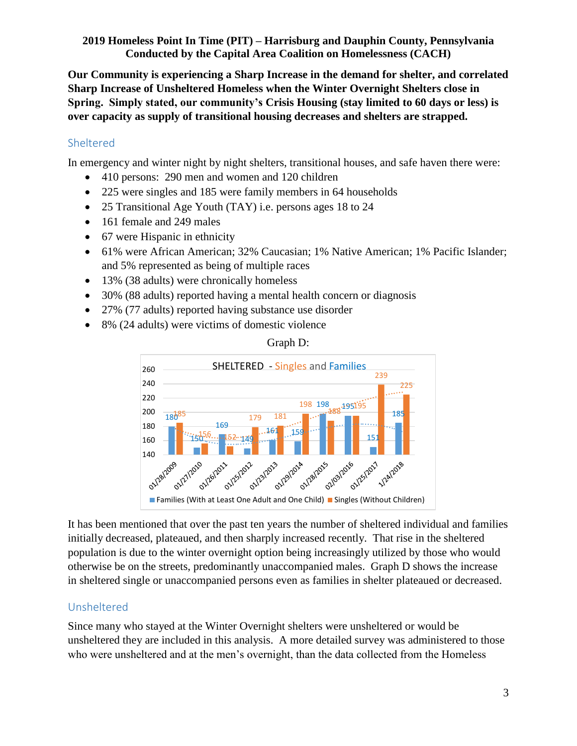**2019 Homeless Point In Time (PIT) – Harrisburg and Dauphin County, Pennsylvania**
**Conducted by the Capital Area Coalition on Homelessness (CACH)**

**Our Community is experiencing a Sharp Increase in the demand for shelter, and correlated Sharp Increase of Unsheltered Homeless when the Winter Overnight Shelters close in Spring. Simply stated, our community's Crisis Housing (stay limited to 60 days or less) is over capacity as supply of transitional housing decreases and shelters are strapped.**

## Sheltered

In emergency and winter night by night shelters, transitional houses, and safe haven there were:

- 410 persons: 290 men and women and 120 children
- 225 were singles and 185 were family members in 64 households
- 25 Transitional Age Youth (TAY) i.e. persons ages 18 to 24
- 161 female and 249 males
- 67 were Hispanic in ethnicity
- 61% were African American; 32% Caucasian; 1% Native American; 1% Pacific Islander; and 5% represented as being of multiple races
- 13% (38 adults) were chronically homeless
- 30% (88 adults) reported having a mental health concern or diagnosis
- 27% (77 adults) reported having substance use disorder
- 8% (24 adults) were victims of domestic violence

Graph D:

SHELTERED - Singles and Families

| Date | Families (With at Least One Adult and One Child) | Singles (Without Children) |
|---|---|---|
| 01/28/2009 | 180 | 185 |
| 01/27/2010 | 150 | 156 |
| 01/26/2011 | 169 | 152 |
| 01/25/2012 | 149 | 179 |
| 01/23/2013 | 161 | 181 |
| 01/29/2014 | 159 | 198 |
| 01/28/2015 | 198 | 188 |
| 02/03/2016 | 195 | 195 |
| 01/25/2017 | 151 | 239 |
| 1/24/2018 | 185 | 225 |

It has been mentioned that over the past ten years the number of sheltered individual and families initially decreased, plateaued, and then sharply increased recently. That rise in the sheltered population is due to the winter overnight option being increasingly utilized by those who would otherwise be on the streets, predominantly unaccompanied males. Graph D shows the increase in sheltered single or unaccompanied persons even as families in shelter plateaued or decreased.

## Unsheltered

Since many who stayed at the Winter Overnight shelters were unsheltered or would be unsheltered they are included in this analysis. A more detailed survey was administered to those who were unsheltered and at the men's overnight, than the data collected from the Homeless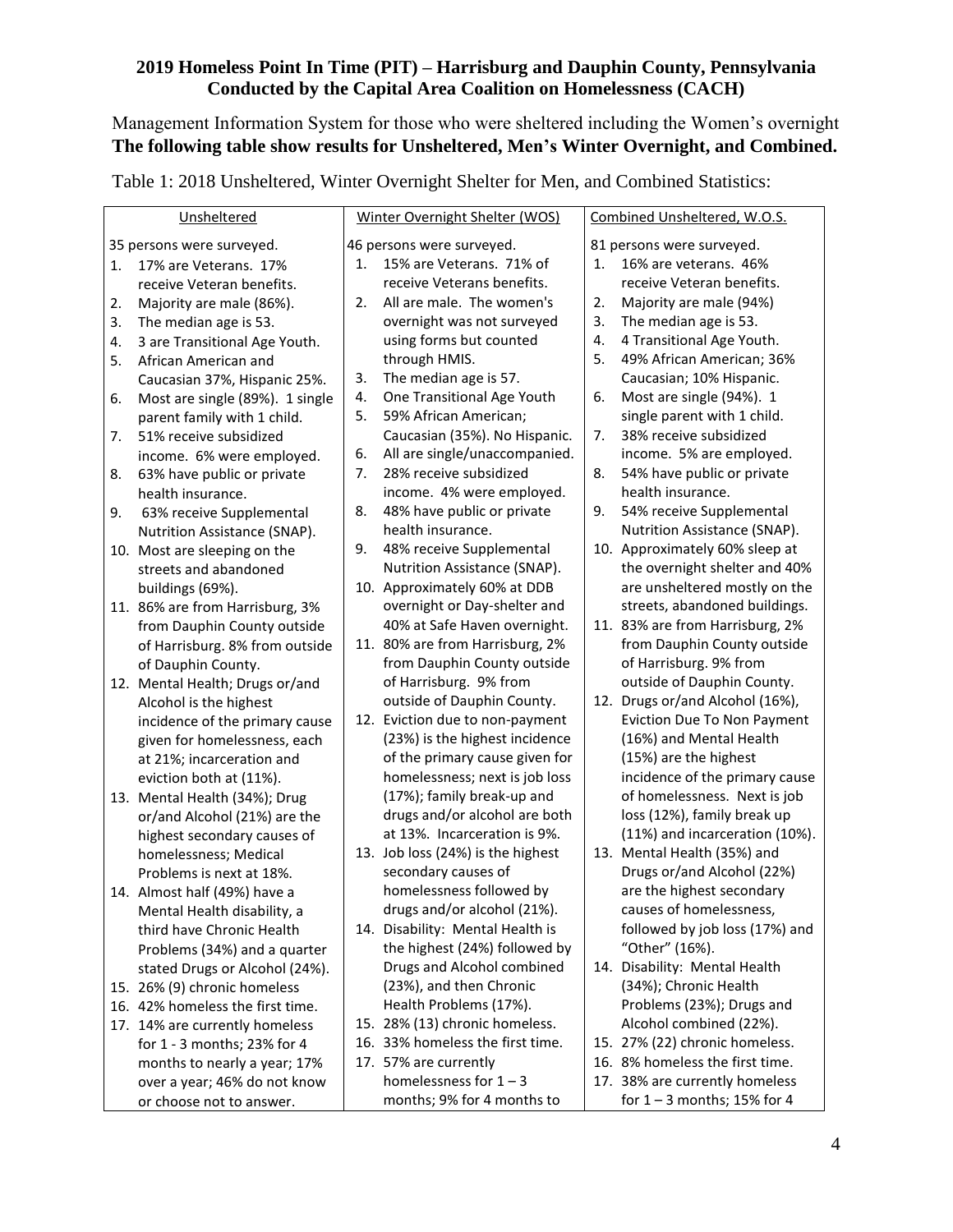**2019 Homeless Point In Time (PIT) – Harrisburg and Dauphin County, Pennsylvania**
**Conducted by the Capital Area Coalition on Homelessness (CACH)**

Management Information System for those who were sheltered including the Women's overnight
**The following table show results for Unsheltered, Men's Winter Overnight, and Combined.**

Table 1: 2018 Unsheltered, Winter Overnight Shelter for Men, and Combined Statistics:

| Unsheltered | Winter Overnight Shelter (WOS) | Combined Unsheltered, W.O.S. |
|---|---|---|
| 35 persons were surveyed. | 46 persons were surveyed. | 81 persons were surveyed. |
| 1. 17% are Veterans. 17% receive Veteran benefits. | 1. 15% are Veterans. 71% of receive Veterans benefits. | 1. 16% are veterans. 46% receive Veteran benefits. |
| 2. Majority are male (86%). | 2. All are male. The women's overnight was not surveyed using forms but counted through HMIS. | 2. Majority are male (94%) |
| 3. The median age is 53. | 3. The median age is 57. | 3. The median age is 53. |
| 4. 3 are Transitional Age Youth. | 4. One Transitional Age Youth | 4. 4 Transitional Age Youth. |
| 5. African American and Caucasian 37%, Hispanic 25%. | 5. 59% African American; Caucasian (35%). No Hispanic. | 5. 49% African American; 36% Caucasian; 10% Hispanic. |
| 6. Most are single (89%). 1 single parent family with 1 child. | 6. All are single/unaccompanied. | 6. Most are single (94%). 1 single parent with 1 child. |
| 7. 51% receive subsidized income. 6% were employed. | 7. 28% receive subsidized income. 4% were employed. | 7. 38% receive subsidized income. 5% are employed. |
| 8. 63% have public or private health insurance. | 8. 48% have public or private health insurance. | 8. 54% have public or private health insurance. |
| 9. 63% receive Supplemental Nutrition Assistance (SNAP). | 9. 48% receive Supplemental Nutrition Assistance (SNAP). | 9. 54% receive Supplemental Nutrition Assistance (SNAP). |
| 10. Most are sleeping on the streets and abandoned buildings (69%). | 10. Approximately 60% at DDB overnight or Day-shelter and 40% at Safe Haven overnight. | 10. Approximately 60% sleep at the overnight shelter and 40% are unsheltered mostly on the streets, abandoned buildings. |
| 11. 86% are from Harrisburg, 3% from Dauphin County outside of Harrisburg. 8% from outside of Dauphin County. | 11. 80% are from Harrisburg, 2% from Dauphin County outside of Harrisburg. 9% from outside of Dauphin County. | 11. 83% are from Harrisburg, 2% from Dauphin County outside of Harrisburg. 9% from outside of Dauphin County. |
| 12. Mental Health; Drugs or/and Alcohol is the highest incidence of the primary cause given for homelessness, each at 21%; incarceration and eviction both at (11%). | 12. Eviction due to non-payment (23%) is the highest incidence of the primary cause given for homelessness; next is job loss (17%); family break-up and drugs and/or alcohol are both at 13%. Incarceration is 9%. | 12. Drugs or/and Alcohol (16%), Eviction Due To Non Payment (16%) and Mental Health (15%) are the highest incidence of the primary cause of homelessness. Next is job loss (12%), family break up (11%) and incarceration (10%). |
| 13. Mental Health (34%); Drug or/and Alcohol (21%) are the highest secondary causes of homelessness; Medical Problems is next at 18%. | 13. Job loss (24%) is the highest secondary causes of homelessness followed by drugs and/or alcohol (21%). | 13. Mental Health (35%) and Drugs or/and Alcohol (22%) are the highest secondary causes of homelessness, followed by job loss (17%) and "Other" (16%). |
| 14. Almost half (49%) have a Mental Health disability, a third have Chronic Health Problems (34%) and a quarter stated Drugs or Alcohol (24%). | 14. Disability: Mental Health is the highest (24%) followed by Drugs and Alcohol combined (23%), and then Chronic Health Problems (17%). | 14. Disability: Mental Health (34%); Chronic Health Problems (23%); Drugs and Alcohol combined (22%). |
| 15. 26% (9) chronic homeless | 15. 28% (13) chronic homeless. | 15. 27% (22) chronic homeless. |
| 16. 42% homeless the first time. | 16. 33% homeless the first time. | 16. 8% homeless the first time. |
| 17. 14% are currently homeless for 1 - 3 months; 23% for 4 months to nearly a year; 17% over a year; 46% do not know or choose not to answer. | 17. 57% are currently homelessness for 1 – 3 months; 9% for 4 months to | 17. 38% are currently homeless for 1 – 3 months; 15% for 4 |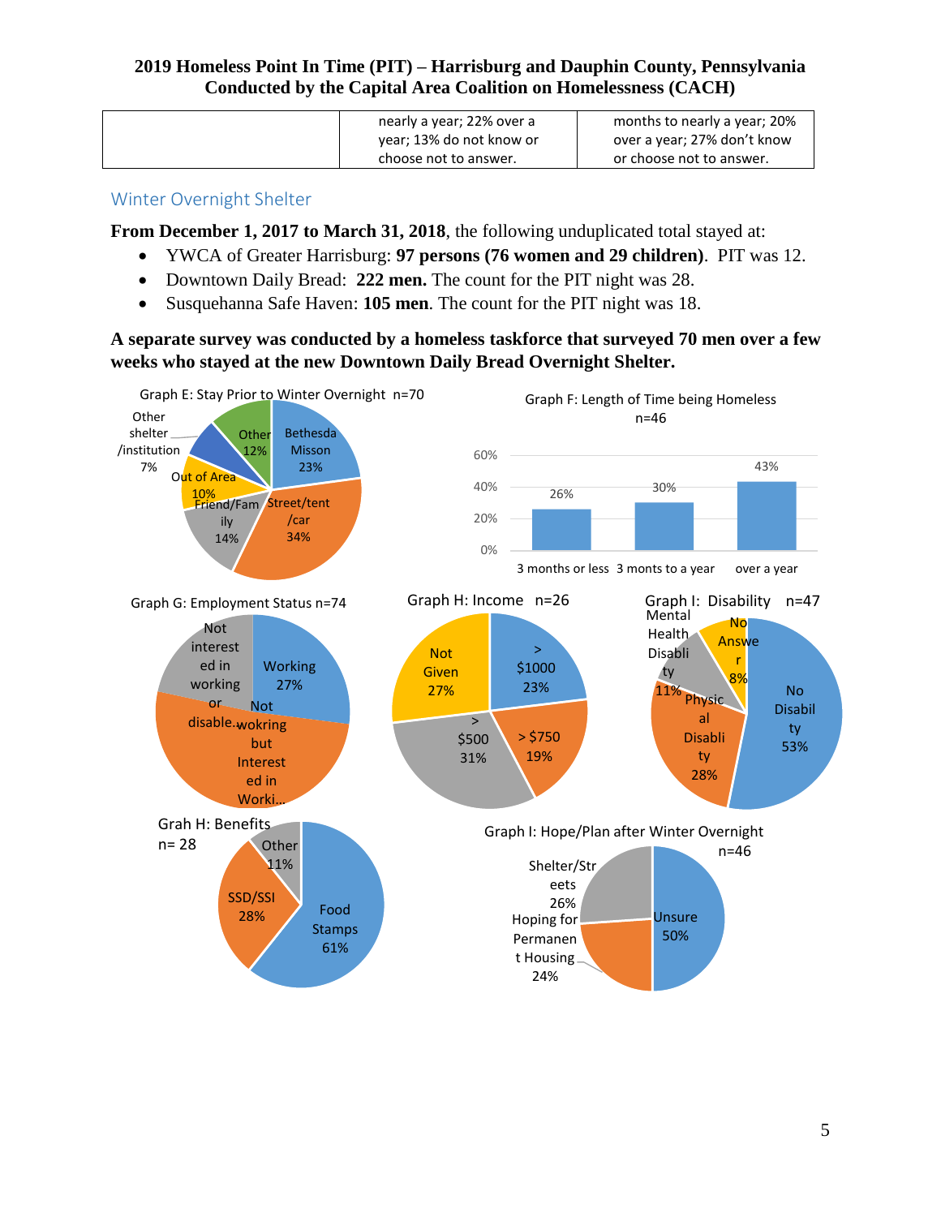| | nearly a year; 22% over a year; 13% do not know or choose not to answer. | months to nearly a year; 20% over a year; 27% don't know or choose not to answer. |
|---|---|---|

## Winter Overnight Shelter

**From December 1, 2017 to March 31, 2018**, the following unduplicated total stayed at:

- YWCA of Greater Harrisburg: **97 persons (76 women and 29 children)**. PIT was 12.
- Downtown Daily Bread: **222 men.** The count for the PIT night was 28.
- Susquehanna Safe Haven: **105 men**. The count for the PIT night was 18.

**A separate survey was conducted by a homeless taskforce that surveyed 70 men over a few weeks who stayed at the new Downtown Daily Bread Overnight Shelter.**

Graph E: Stay Prior to Winter Overnight n=70

| Category | Percent |
|---|---|
| Bethesda Misson | 23% |
| Street/tent/car | 34% |
| Friend/Family | 14% |
| Out of Area | 10% |
| Other shelter/institution | 7% |
| Other | 12% |

Graph F: Length of Time being Homeless n=46

| Length | Percent |
|---|---|
| 3 months or less | 26% |
| 3 monts to a year | 30% |
| over a year | 43% |

Graph G: Employment Status n=74

| Status | Percent |
|---|---|
| Working | 27% |
| Not wokring but Interested in Worki... | |
| Not interested in working or disable... | |

Graph H: Income n=26

| Income | Percent |
|---|---|
| > $1000 | 23% |
| > $750 | 19% |
| > $500 | 31% |
| Not Given | 27% |

Graph I: Disability n=47

| Disability | Percent |
|---|---|
| No Disability | 53% |
| Physical Disability | 28% |
| Mental Health Disability | 11% |
| No Answer | 8% |

Grah H: Benefits n= 28

| Benefit | Percent |
|---|---|
| Food Stamps | 61% |
| SSD/SSI | 28% |
| Other | 11% |

Graph I: Hope/Plan after Winter Overnight n=46

| Plan | Percent |
|---|---|
| Unsure | 50% |
| Hoping for Permanent Housing | 24% |
| Shelter/Streets | 26% |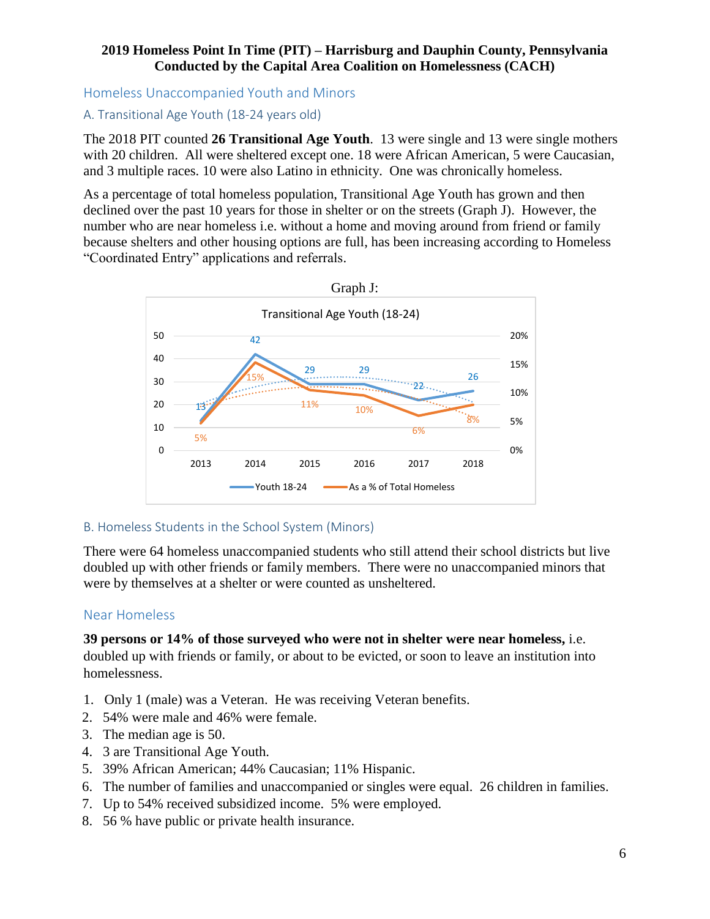**2019 Homeless Point In Time (PIT) – Harrisburg and Dauphin County, Pennsylvania**
**Conducted by the Capital Area Coalition on Homelessness (CACH)**

## Homeless Unaccompanied Youth and Minors

### A. Transitional Age Youth (18-24 years old)

The 2018 PIT counted **26 Transitional Age Youth**. 13 were single and 13 were single mothers with 20 children. All were sheltered except one. 18 were African American, 5 were Caucasian, and 3 multiple races. 10 were also Latino in ethnicity. One was chronically homeless.

As a percentage of total homeless population, Transitional Age Youth has grown and then declined over the past 10 years for those in shelter or on the streets (Graph J). However, the number who are near homeless i.e. without a home and moving around from friend or family because shelters and other housing options are full, has been increasing according to Homeless "Coordinated Entry" applications and referrals.

Graph J:

Transitional Age Youth (18-24)

| | 2013 | 2014 | 2015 | 2016 | 2017 | 2018 |
|---|---|---|---|---|---|---|
| Youth 18-24 | 13 | 42 | 29 | 29 | 22 | 26 |
| As a % of Total Homeless | 5% | 15% | 11% | 10% | 6% | 8% |

### B. Homeless Students in the School System (Minors)

There were 64 homeless unaccompanied students who still attend their school districts but live doubled up with other friends or family members. There were no unaccompanied minors that were by themselves at a shelter or were counted as unsheltered.

## Near Homeless

**39 persons or 14% of those surveyed who were not in shelter were near homeless,** i.e. doubled up with friends or family, or about to be evicted, or soon to leave an institution into homelessness.

1. Only 1 (male) was a Veteran. He was receiving Veteran benefits.
2. 54% were male and 46% were female.
3. The median age is 50.
4. 3 are Transitional Age Youth.
5. 39% African American; 44% Caucasian; 11% Hispanic.
6. The number of families and unaccompanied or singles were equal. 26 children in families.
7. Up to 54% received subsidized income. 5% were employed.
8. 56 % have public or private health insurance.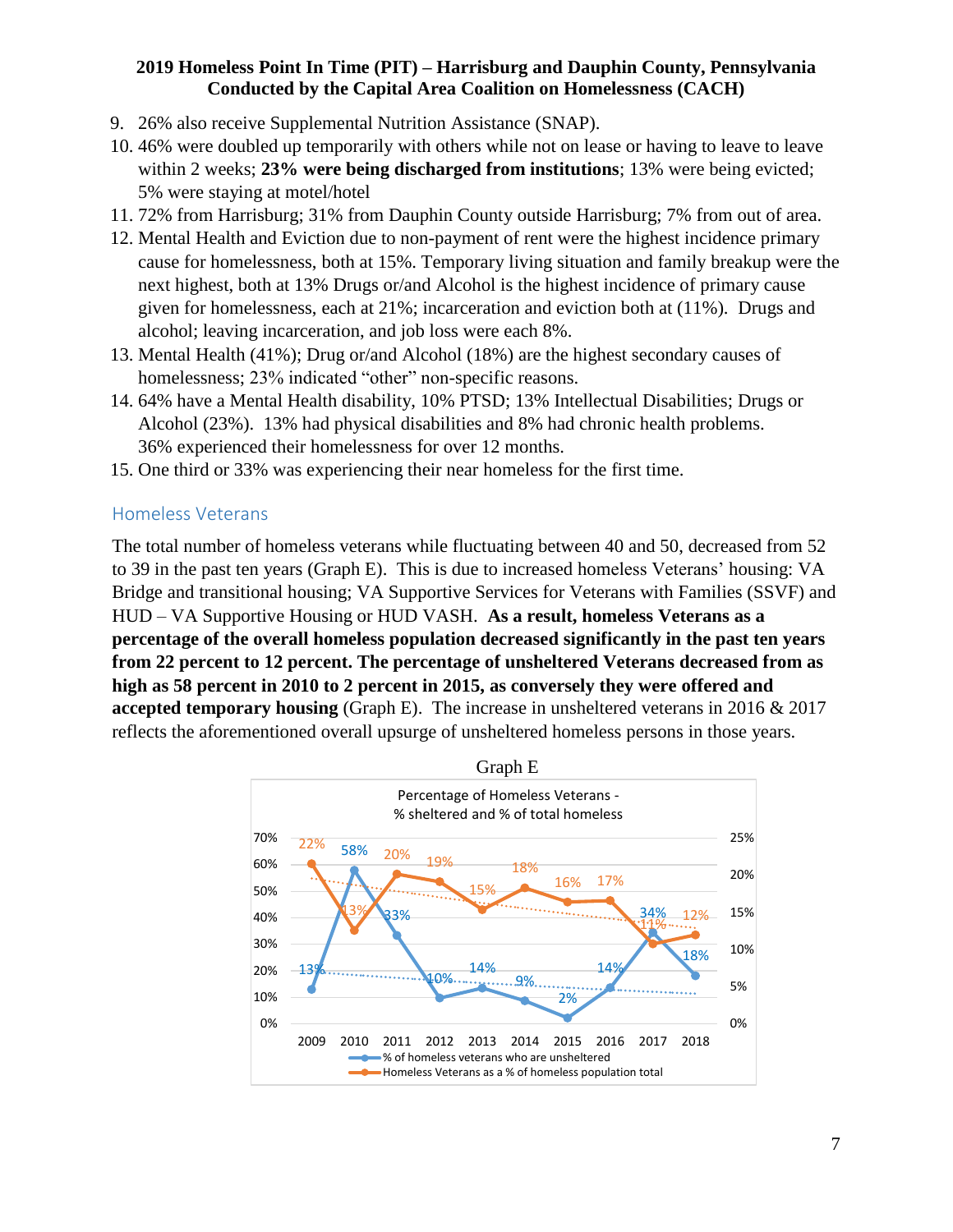9. 26% also receive Supplemental Nutrition Assistance (SNAP).
10. 46% were doubled up temporarily with others while not on lease or having to leave to leave within 2 weeks; **23% were being discharged from institutions**; 13% were being evicted; 5% were staying at motel/hotel
11. 72% from Harrisburg; 31% from Dauphin County outside Harrisburg; 7% from out of area.
12. Mental Health and Eviction due to non-payment of rent were the highest incidence primary cause for homelessness, both at 15%. Temporary living situation and family breakup were the next highest, both at 13% Drugs or/and Alcohol is the highest incidence of primary cause given for homelessness, each at 21%; incarceration and eviction both at (11%). Drugs and alcohol; leaving incarceration, and job loss were each 8%.
13. Mental Health (41%); Drug or/and Alcohol (18%) are the highest secondary causes of homelessness; 23% indicated "other" non-specific reasons.
14. 64% have a Mental Health disability, 10% PTSD; 13% Intellectual Disabilities; Drugs or Alcohol (23%). 13% had physical disabilities and 8% had chronic health problems. 36% experienced their homelessness for over 12 months.
15. One third or 33% was experiencing their near homeless for the first time.

## Homeless Veterans

The total number of homeless veterans while fluctuating between 40 and 50, decreased from 52 to 39 in the past ten years (Graph E). This is due to increased homeless Veterans' housing: VA Bridge and transitional housing; VA Supportive Services for Veterans with Families (SSVF) and HUD – VA Supportive Housing or HUD VASH. **As a result, homeless Veterans as a percentage of the overall homeless population decreased significantly in the past ten years from 22 percent to 12 percent. The percentage of unsheltered Veterans decreased from as high as 58 percent in 2010 to 2 percent in 2015, as conversely they were offered and accepted temporary housing** (Graph E). The increase in unsheltered veterans in 2016 & 2017 reflects the aforementioned overall upsurge of unsheltered homeless persons in those years.

Graph E

Percentage of Homeless Veterans - % sheltered and % of total homeless

| Year | 2009 | 2010 | 2011 | 2012 | 2013 | 2014 | 2015 | 2016 | 2017 | 2018 |
|---|---|---|---|---|---|---|---|---|---|---|
| % of homeless veterans who are unsheltered | 13% | 58% | 33% | 10% | 14% | 9% | 2% | 14% | 34% | 18% |
| Homeless Veterans as a % of homeless population total | 22% | 13% | 20% | 19% | 15% | 18% | 16% | 17% | 11% | 12% |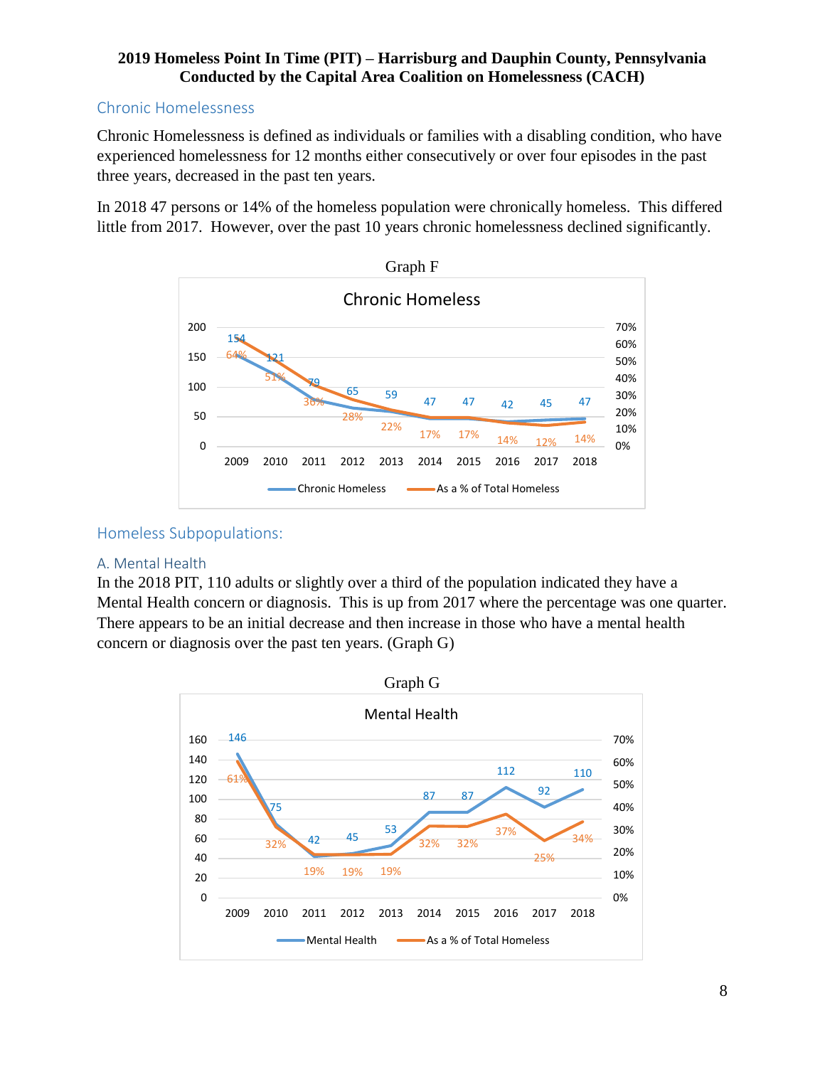**2019 Homeless Point In Time (PIT) – Harrisburg and Dauphin County, Pennsylvania**
**Conducted by the Capital Area Coalition on Homelessness (CACH)**

## Chronic Homelessness

Chronic Homelessness is defined as individuals or families with a disabling condition, who have experienced homelessness for 12 months either consecutively or over four episodes in the past three years, decreased in the past ten years.

In 2018 47 persons or 14% of the homeless population were chronically homeless. This differed little from 2017. However, over the past 10 years chronic homelessness declined significantly.

Graph F

**Chronic Homeless**

| Year | Chronic Homeless | As a % of Total Homeless |
|---|---|---|
| 2009 | 154 | 64% |
| 2010 | 121 | 51% |
| 2011 | 79 | 36% |
| 2012 | 65 | 28% |
| 2013 | 59 | 22% |
| 2014 | 47 | 17% |
| 2015 | 47 | 17% |
| 2016 | 42 | 14% |
| 2017 | 45 | 12% |
| 2018 | 47 | 14% |

## Homeless Subpopulations:

### A. Mental Health

In the 2018 PIT, 110 adults or slightly over a third of the population indicated they have a Mental Health concern or diagnosis. This is up from 2017 where the percentage was one quarter. There appears to be an initial decrease and then increase in those who have a mental health concern or diagnosis over the past ten years. (Graph G)

Graph G

**Mental Health**

| Year | Mental Health | As a % of Total Homeless |
|---|---|---|
| 2009 | 146 | 61% |
| 2010 | 75 | 32% |
| 2011 | 42 | 19% |
| 2012 | 45 | 19% |
| 2013 | 53 | 19% |
| 2014 | 87 | 32% |
| 2015 | 87 | 32% |
| 2016 | 112 | 37% |
| 2017 | 92 | 25% |
| 2018 | 110 | 34% |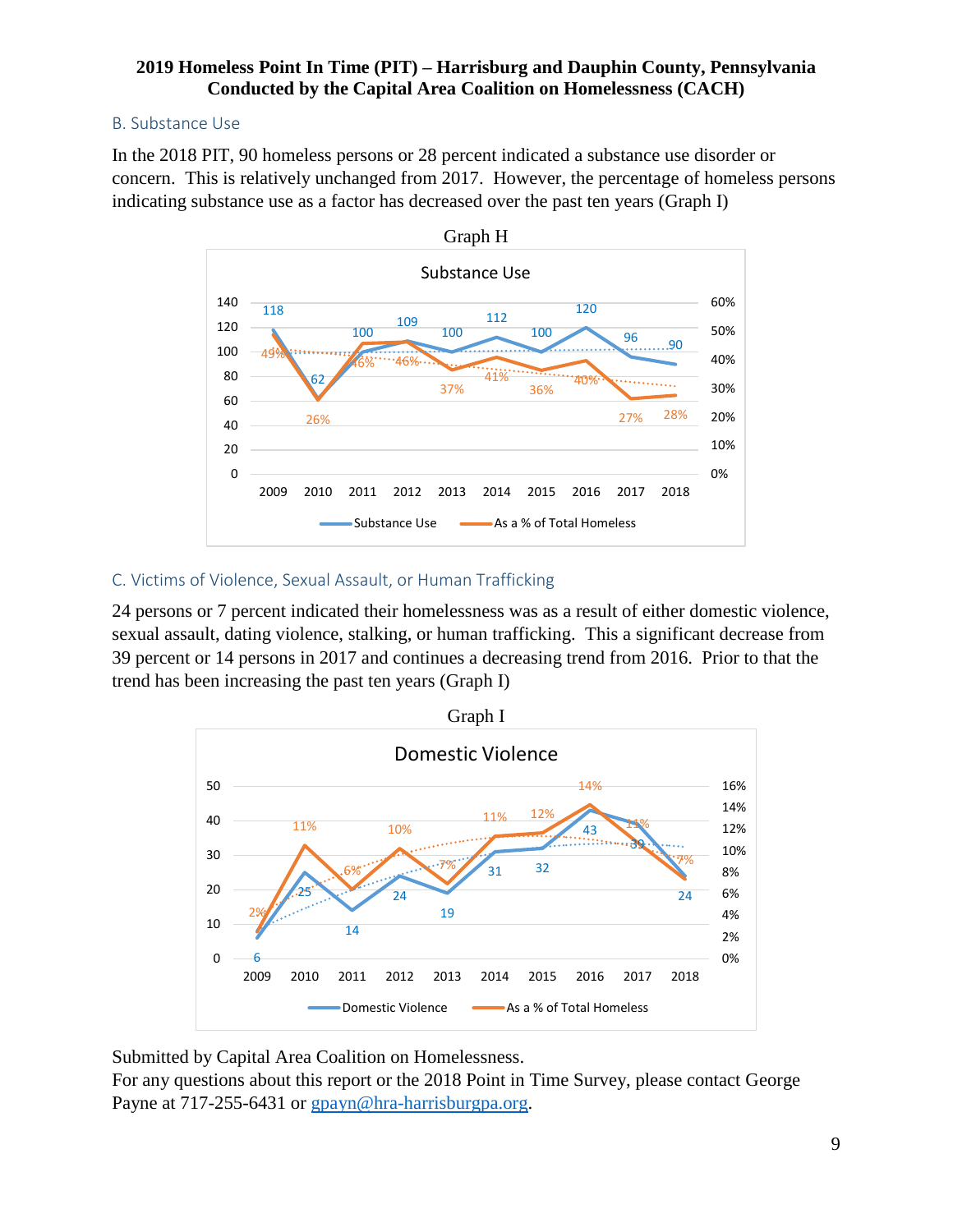**2019 Homeless Point In Time (PIT) – Harrisburg and Dauphin County, Pennsylvania**
**Conducted by the Capital Area Coalition on Homelessness (CACH)**

## B. Substance Use

In the 2018 PIT, 90 homeless persons or 28 percent indicated a substance use disorder or concern. This is relatively unchanged from 2017. However, the percentage of homeless persons indicating substance use as a factor has decreased over the past ten years (Graph I)

Graph H

Substance Use

| Year | Substance Use | As a % of Total Homeless |
|---|---|---|
| 2009 | 118 | 49% |
| 2010 | 62 | 26% |
| 2011 | 100 | 46% |
| 2012 | 109 | 46% |
| 2013 | 100 | 37% |
| 2014 | 112 | 41% |
| 2015 | 100 | 36% |
| 2016 | 120 | 40% |
| 2017 | 96 | 27% |
| 2018 | 90 | 28% |

## C. Victims of Violence, Sexual Assault, or Human Trafficking

24 persons or 7 percent indicated their homelessness was as a result of either domestic violence, sexual assault, dating violence, stalking, or human trafficking. This a significant decrease from 39 percent or 14 persons in 2017 and continues a decreasing trend from 2016. Prior to that the trend has been increasing the past ten years (Graph I)

Graph I

Domestic Violence

| Year | Domestic Violence | As a % of Total Homeless |
|---|---|---|
| 2009 | 6 | 2% |
| 2010 | 25 | 11% |
| 2011 | 14 | 6% |
| 2012 | 24 | 10% |
| 2013 | 19 | 7% |
| 2014 | 31 | 11% |
| 2015 | 32 | 12% |
| 2016 | 43 | 14% |
| 2017 | 39 | 11% |
| 2018 | 24 | 7% |

Submitted by Capital Area Coalition on Homelessness.
For any questions about this report or the 2018 Point in Time Survey, please contact George Payne at 717-255-6431 or gpayn@hra-harrisburgpa.org.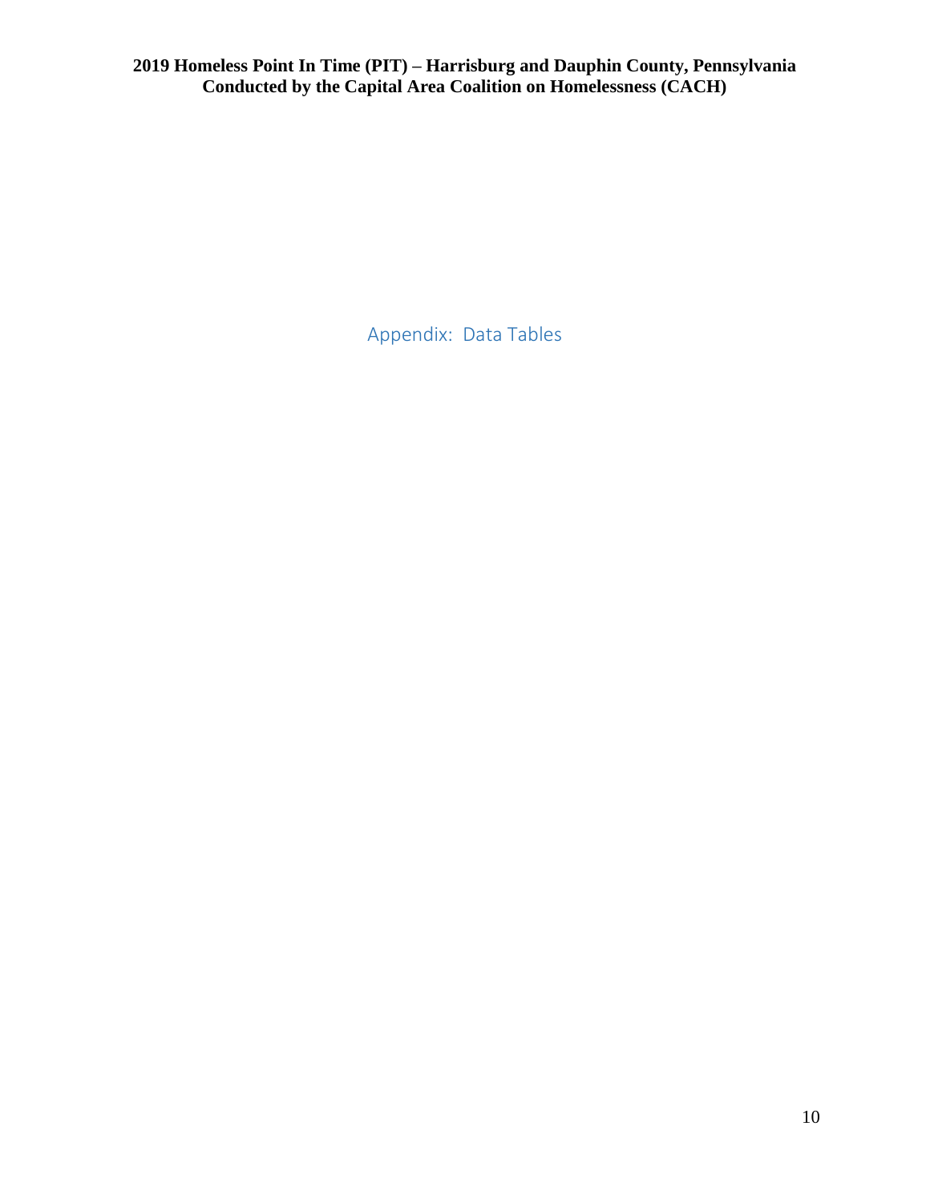# Appendix: Data Tables